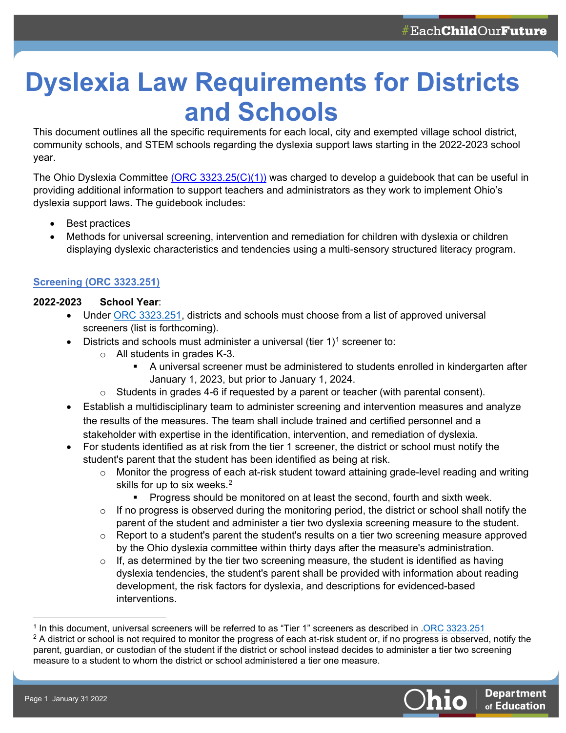# Dyslexia Law Requirements for Districts and Schools

This document outlines all the specific requirements for each local, city and exempted village school district, community schools, and STEM schools regarding the dyslexia support laws starting in the 2022-2023 school year.

The Ohio Dyslexia Committee (ORC 3323.25(C)(1)) was charged to develop a guidebook that can be useful in providing additional information to support teachers and administrators as they work to implement Ohio's dyslexia support laws. The guidebook includes:

- Best practices
- Methods for universal screening, intervention and remediation for children with dyslexia or children displaying dyslexic characteristics and tendencies using a multi-sensory structured literacy program.

## Screening (ORC 3323.251)

**2022-2023 School Year**:

- Under ORC 3323.251, districts and schools must choose from a list of approved universal screeners (list is forthcoming).
- Districts and schools must administer a universal (tier 1)[1] screener to:
  - All students in grades K-3.
    - A universal screener must be administered to students enrolled in kindergarten after January 1, 2023, but prior to January 1, 2024.
  - Students in grades 4-6 if requested by a parent or teacher (with parental consent).
- Establish a multidisciplinary team to administer screening and intervention measures and analyze the results of the measures. The team shall include trained and certified personnel and a stakeholder with expertise in the identification, intervention, and remediation of dyslexia.
- For students identified as at risk from the tier 1 screener, the district or school must notify the student's parent that the student has been identified as being at risk.
  - Monitor the progress of each at-risk student toward attaining grade-level reading and writing skills for up to six weeks.[2]
    - Progress should be monitored on at least the second, fourth and sixth week.
  - If no progress is observed during the monitoring period, the district or school shall notify the parent of the student and administer a tier two dyslexia screening measure to the student.
  - Report to a student's parent the student's results on a tier two screening measure approved by the Ohio dyslexia committee within thirty days after the measure's administration.
  - If, as determined by the tier two screening measure, the student is identified as having dyslexia tendencies, the student's parent shall be provided with information about reading development, the risk factors for dyslexia, and descriptions for evidenced-based interventions.

---

[1] In this document, universal screeners will be referred to as "Tier 1" screeners as described in .ORC 3323.251

[2] A district or school is not required to monitor the progress of each at-risk student or, if no progress is observed, notify the parent, guardian, or custodian of the student if the district or school instead decides to administer a tier two screening measure to a student to whom the district or school administered a tier one measure.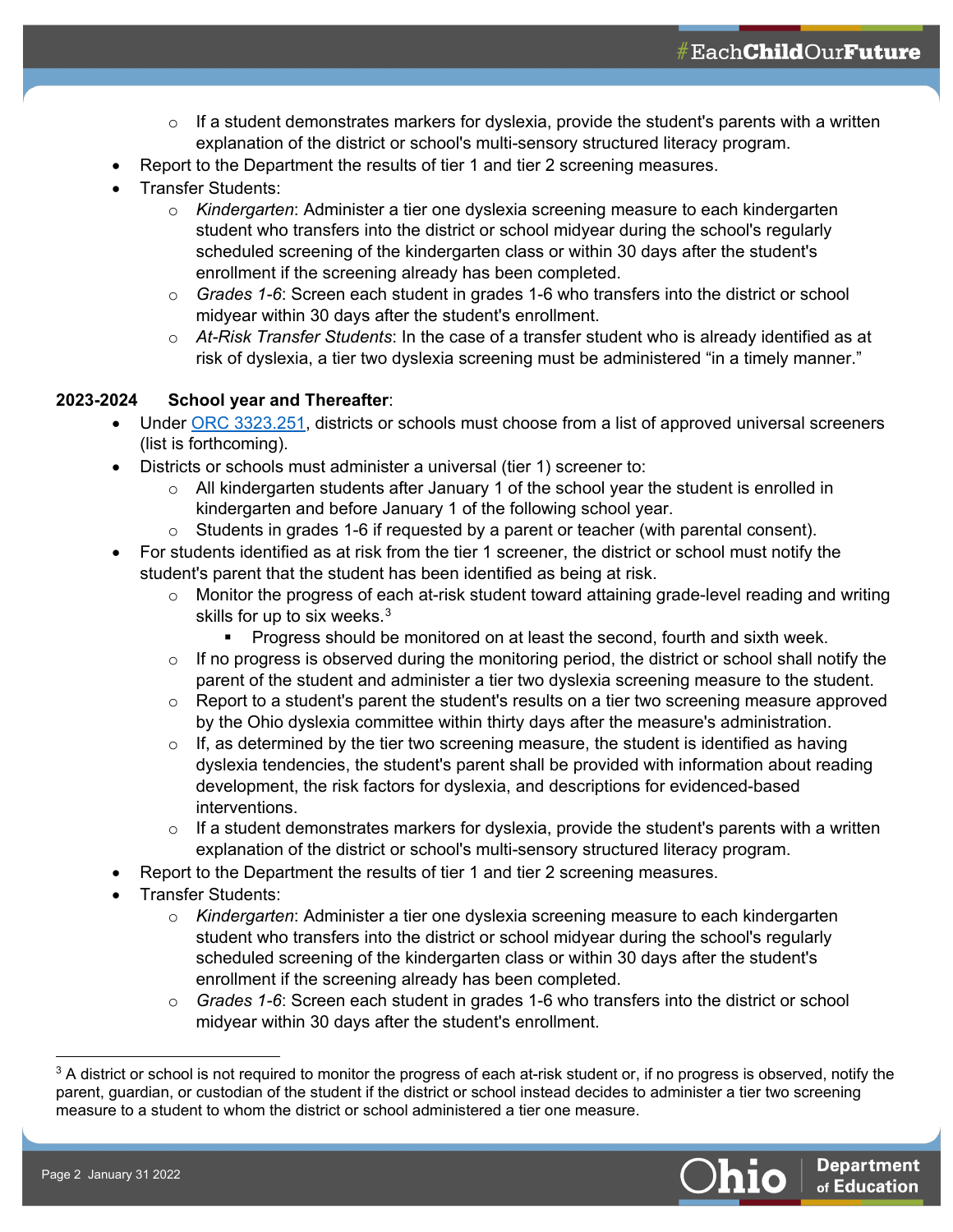- If a student demonstrates markers for dyslexia, provide the student's parents with a written explanation of the district or school's multi-sensory structured literacy program.
- Report to the Department the results of tier 1 and tier 2 screening measures.
- Transfer Students:
    - *Kindergarten*: Administer a tier one dyslexia screening measure to each kindergarten student who transfers into the district or school midyear during the school's regularly scheduled screening of the kindergarten class or within 30 days after the student's enrollment if the screening already has been completed.
    - *Grades 1-6*: Screen each student in grades 1-6 who transfers into the district or school midyear within 30 days after the student's enrollment.
    - *At-Risk Transfer Students*: In the case of a transfer student who is already identified as at risk of dyslexia, a tier two dyslexia screening must be administered "in a timely manner."

**2023-2024 School year and Thereafter**:

- Under [ORC 3323.251](ORC 3323.251), districts or schools must choose from a list of approved universal screeners (list is forthcoming).
- Districts or schools must administer a universal (tier 1) screener to:
    - All kindergarten students after January 1 of the school year the student is enrolled in kindergarten and before January 1 of the following school year.
    - Students in grades 1-6 if requested by a parent or teacher (with parental consent).
- For students identified as at risk from the tier 1 screener, the district or school must notify the student's parent that the student has been identified as being at risk.
    - Monitor the progress of each at-risk student toward attaining grade-level reading and writing skills for up to six weeks.[3]
        - Progress should be monitored on at least the second, fourth and sixth week.
    - If no progress is observed during the monitoring period, the district or school shall notify the parent of the student and administer a tier two dyslexia screening measure to the student.
    - Report to a student's parent the student's results on a tier two screening measure approved by the Ohio dyslexia committee within thirty days after the measure's administration.
    - If, as determined by the tier two screening measure, the student is identified as having dyslexia tendencies, the student's parent shall be provided with information about reading development, the risk factors for dyslexia, and descriptions for evidenced-based interventions.
    - If a student demonstrates markers for dyslexia, provide the student's parents with a written explanation of the district or school's multi-sensory structured literacy program.
- Report to the Department the results of tier 1 and tier 2 screening measures.
- Transfer Students:
    - *Kindergarten*: Administer a tier one dyslexia screening measure to each kindergarten student who transfers into the district or school midyear during the school's regularly scheduled screening of the kindergarten class or within 30 days after the student's enrollment if the screening already has been completed.
    - *Grades 1-6*: Screen each student in grades 1-6 who transfers into the district or school midyear within 30 days after the student's enrollment.

---

[3] A district or school is not required to monitor the progress of each at-risk student or, if no progress is observed, notify the parent, guardian, or custodian of the student if the district or school instead decides to administer a tier two screening measure to a student to whom the district or school administered a tier one measure.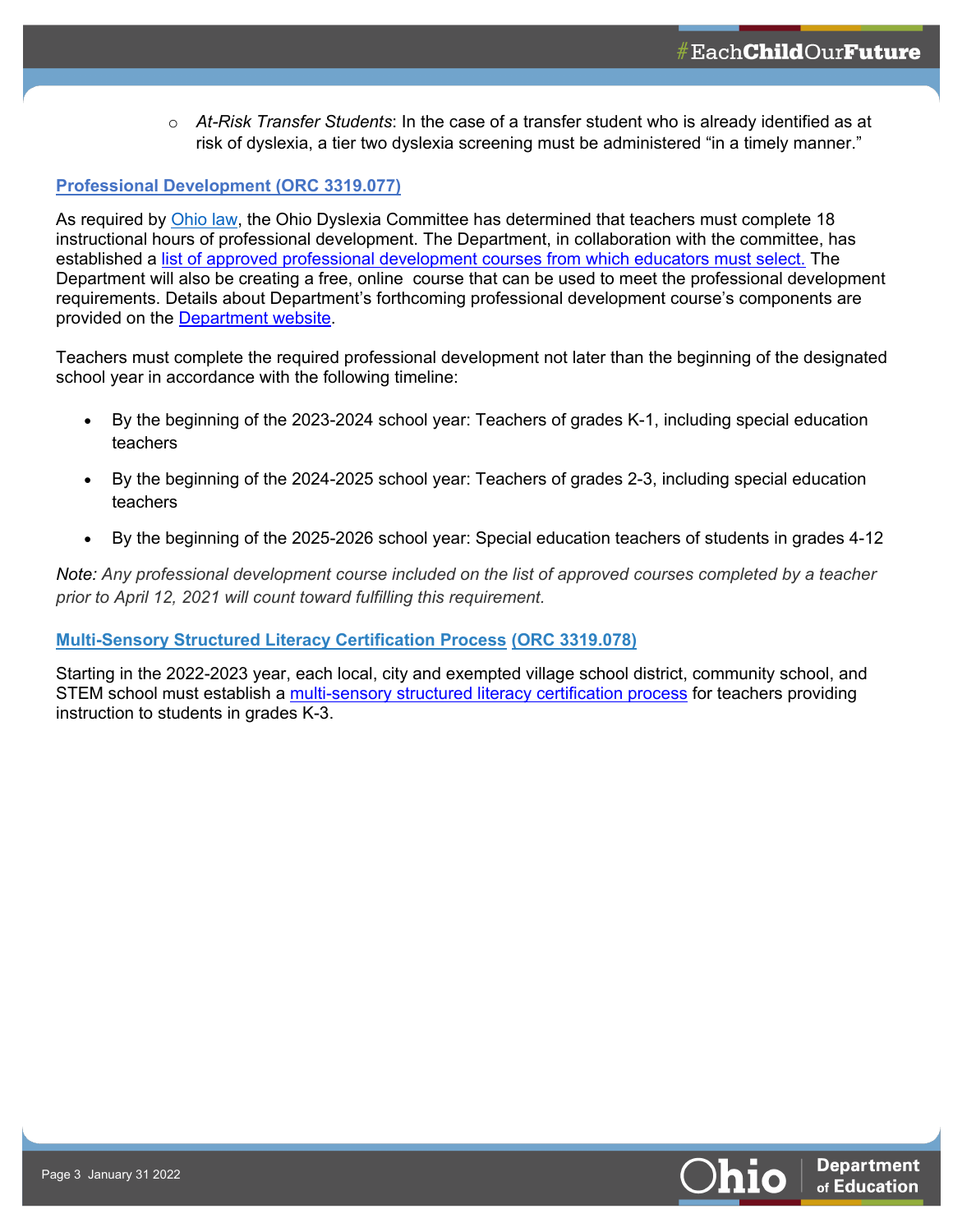- *At-Risk Transfer Students*: In the case of a transfer student who is already identified as at risk of dyslexia, a tier two dyslexia screening must be administered "in a timely manner."

## Professional Development (ORC 3319.077)

As required by Ohio law, the Ohio Dyslexia Committee has determined that teachers must complete 18 instructional hours of professional development. The Department, in collaboration with the committee, has established a list of approved professional development courses from which educators must select. The Department will also be creating a free, online course that can be used to meet the professional development requirements. Details about Department's forthcoming professional development course's components are provided on the Department website.

Teachers must complete the required professional development not later than the beginning of the designated school year in accordance with the following timeline:

- By the beginning of the 2023-2024 school year: Teachers of grades K-1, including special education teachers
- By the beginning of the 2024-2025 school year: Teachers of grades 2-3, including special education teachers
- By the beginning of the 2025-2026 school year: Special education teachers of students in grades 4-12

*Note: Any professional development course included on the list of approved courses completed by a teacher prior to April 12, 2021 will count toward fulfilling this requirement.*

## Multi-Sensory Structured Literacy Certification Process (ORC 3319.078)

Starting in the 2022-2023 year, each local, city and exempted village school district, community school, and STEM school must establish a multi-sensory structured literacy certification process for teachers providing instruction to students in grades K-3.